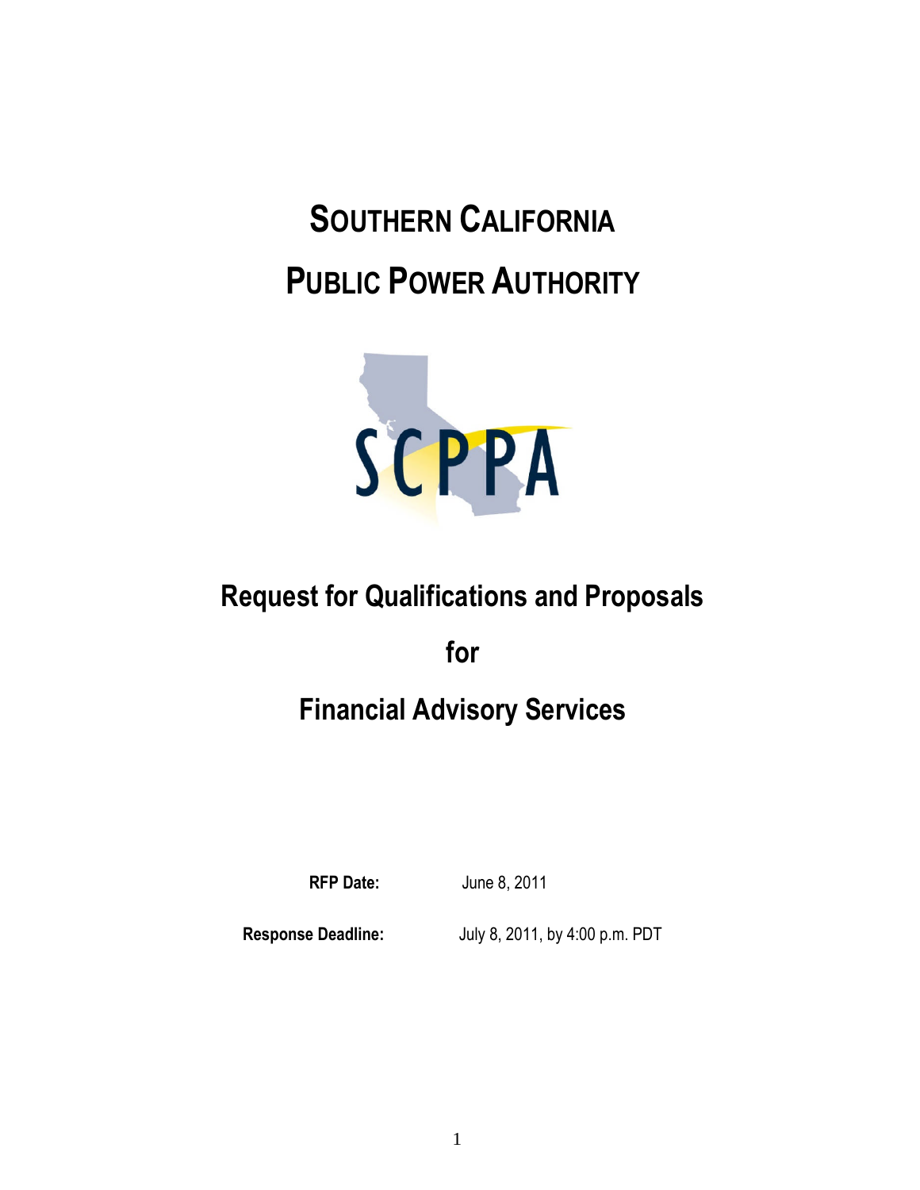# SOUTHERN CALIFORNIA PUBLIC POWER AUTHORITY

SCPPA

## Request for Qualifications and Proposals

## for

## Financial Advisory Services

**RFP Date:** June 8, 2011

**Response Deadline:** July 8, 2011, by 4:00 p.m. PDT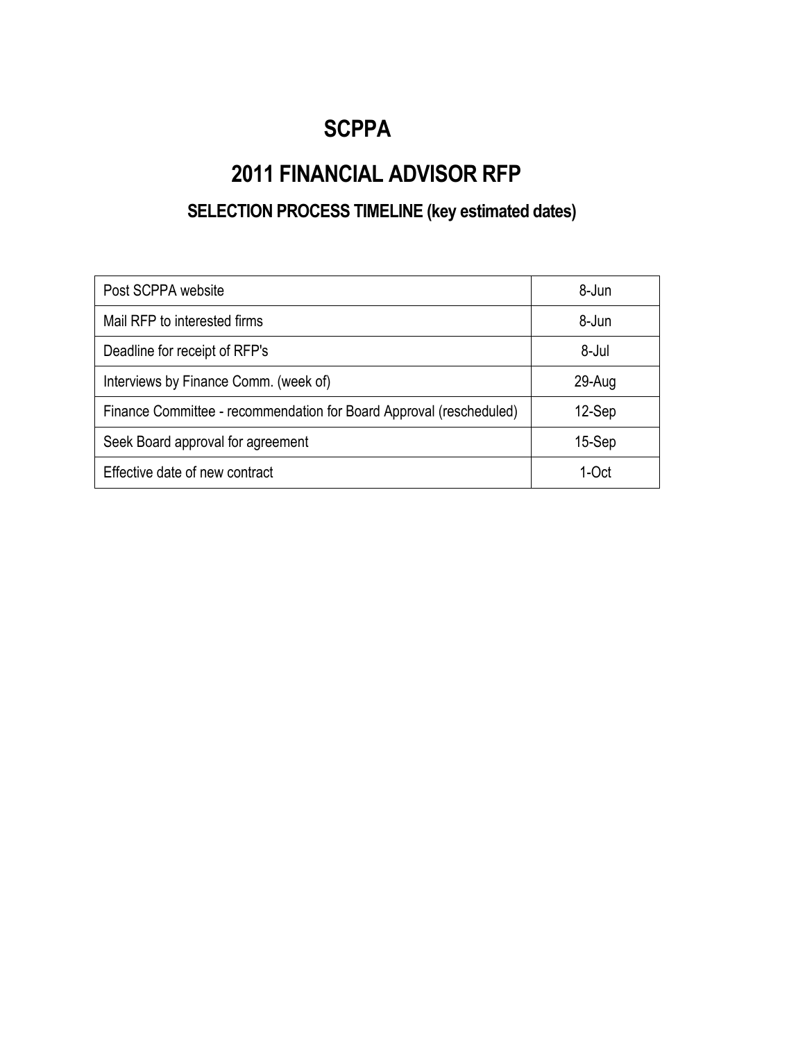# SCPPA

## 2011 FINANCIAL ADVISOR RFP

### SELECTION PROCESS TIMELINE (key estimated dates)

| | |
|---|---|
| Post SCPPA website | 8-Jun |
| Mail RFP to interested firms | 8-Jun |
| Deadline for receipt of RFP's | 8-Jul |
| Interviews by Finance Comm. (week of) | 29-Aug |
| Finance Committee - recommendation for Board Approval (rescheduled) | 12-Sep |
| Seek Board approval for agreement | 15-Sep |
| Effective date of new contract | 1-Oct |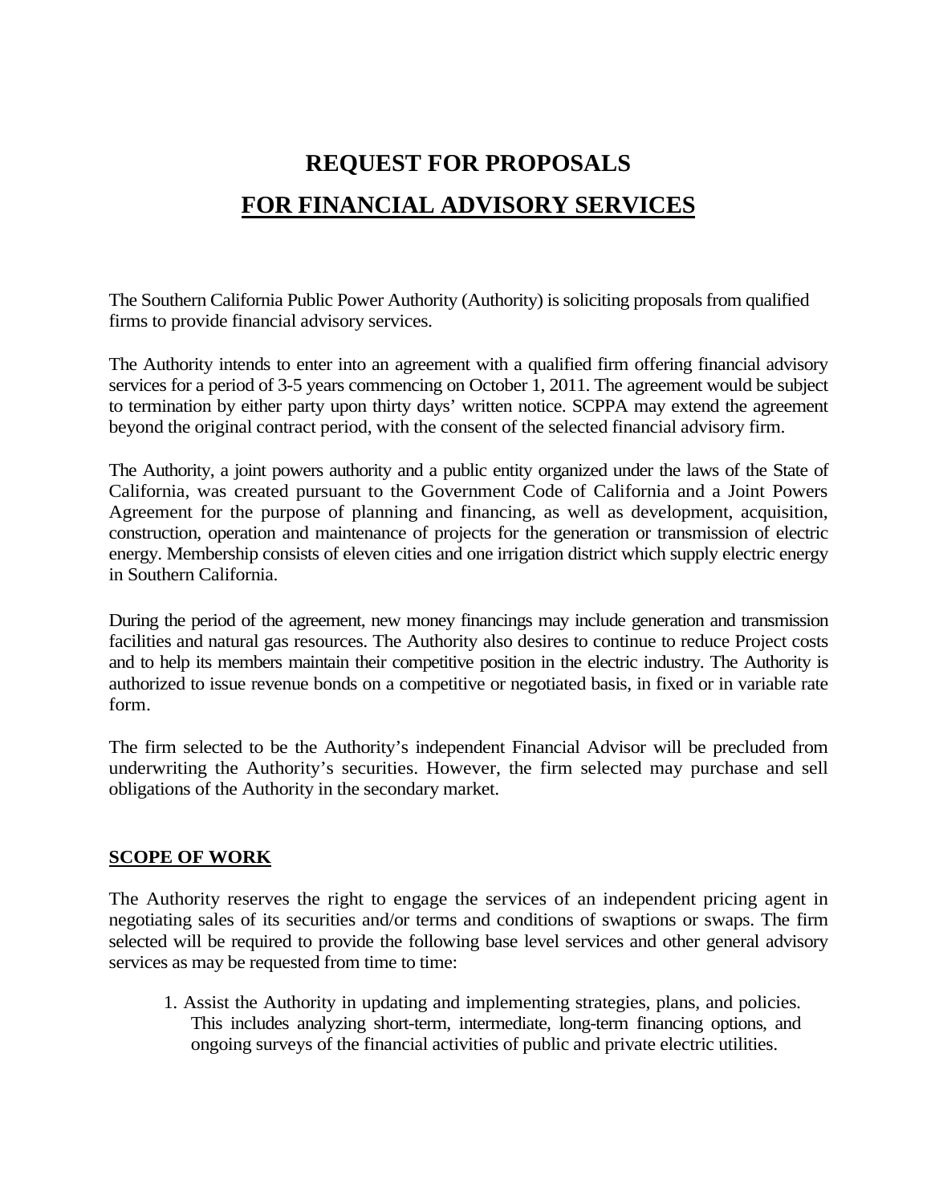# REQUEST FOR PROPOSALS

## FOR FINANCIAL ADVISORY SERVICES

The Southern California Public Power Authority (Authority) is soliciting proposals from qualified firms to provide financial advisory services.

The Authority intends to enter into an agreement with a qualified firm offering financial advisory services for a period of 3-5 years commencing on October 1, 2011. The agreement would be subject to termination by either party upon thirty days' written notice. SCPPA may extend the agreement beyond the original contract period, with the consent of the selected financial advisory firm.

The Authority, a joint powers authority and a public entity organized under the laws of the State of California, was created pursuant to the Government Code of California and a Joint Powers Agreement for the purpose of planning and financing, as well as development, acquisition, construction, operation and maintenance of projects for the generation or transmission of electric energy. Membership consists of eleven cities and one irrigation district which supply electric energy in Southern California.

During the period of the agreement, new money financings may include generation and transmission facilities and natural gas resources. The Authority also desires to continue to reduce Project costs and to help its members maintain their competitive position in the electric industry. The Authority is authorized to issue revenue bonds on a competitive or negotiated basis, in fixed or in variable rate form.

The firm selected to be the Authority's independent Financial Advisor will be precluded from underwriting the Authority's securities. However, the firm selected may purchase and sell obligations of the Authority in the secondary market.

### SCOPE OF WORK

The Authority reserves the right to engage the services of an independent pricing agent in negotiating sales of its securities and/or terms and conditions of swaptions or swaps. The firm selected will be required to provide the following base level services and other general advisory services as may be requested from time to time:

1. Assist the Authority in updating and implementing strategies, plans, and policies. This includes analyzing short-term, intermediate, long-term financing options, and ongoing surveys of the financial activities of public and private electric utilities.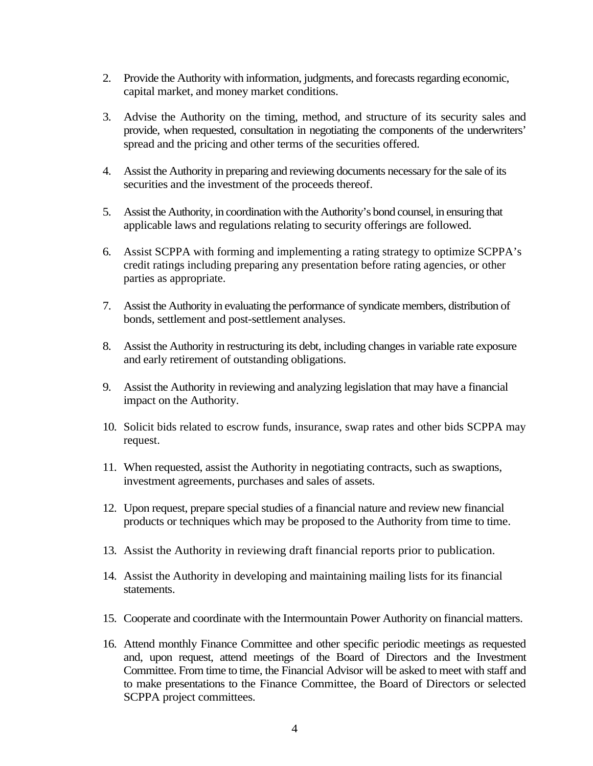2. Provide the Authority with information, judgments, and forecasts regarding economic, capital market, and money market conditions.

3. Advise the Authority on the timing, method, and structure of its security sales and provide, when requested, consultation in negotiating the components of the underwriters' spread and the pricing and other terms of the securities offered.

4. Assist the Authority in preparing and reviewing documents necessary for the sale of its securities and the investment of the proceeds thereof.

5. Assist the Authority, in coordination with the Authority's bond counsel, in ensuring that applicable laws and regulations relating to security offerings are followed.

6. Assist SCPPA with forming and implementing a rating strategy to optimize SCPPA's credit ratings including preparing any presentation before rating agencies, or other parties as appropriate.

7. Assist the Authority in evaluating the performance of syndicate members, distribution of bonds, settlement and post-settlement analyses.

8. Assist the Authority in restructuring its debt, including changes in variable rate exposure and early retirement of outstanding obligations.

9. Assist the Authority in reviewing and analyzing legislation that may have a financial impact on the Authority.

10. Solicit bids related to escrow funds, insurance, swap rates and other bids SCPPA may request.

11. When requested, assist the Authority in negotiating contracts, such as swaptions, investment agreements, purchases and sales of assets.

12. Upon request, prepare special studies of a financial nature and review new financial products or techniques which may be proposed to the Authority from time to time.

13. Assist the Authority in reviewing draft financial reports prior to publication.

14. Assist the Authority in developing and maintaining mailing lists for its financial statements.

15. Cooperate and coordinate with the Intermountain Power Authority on financial matters.

16. Attend monthly Finance Committee and other specific periodic meetings as requested and, upon request, attend meetings of the Board of Directors and the Investment Committee. From time to time, the Financial Advisor will be asked to meet with staff and to make presentations to the Finance Committee, the Board of Directors or selected SCPPA project committees.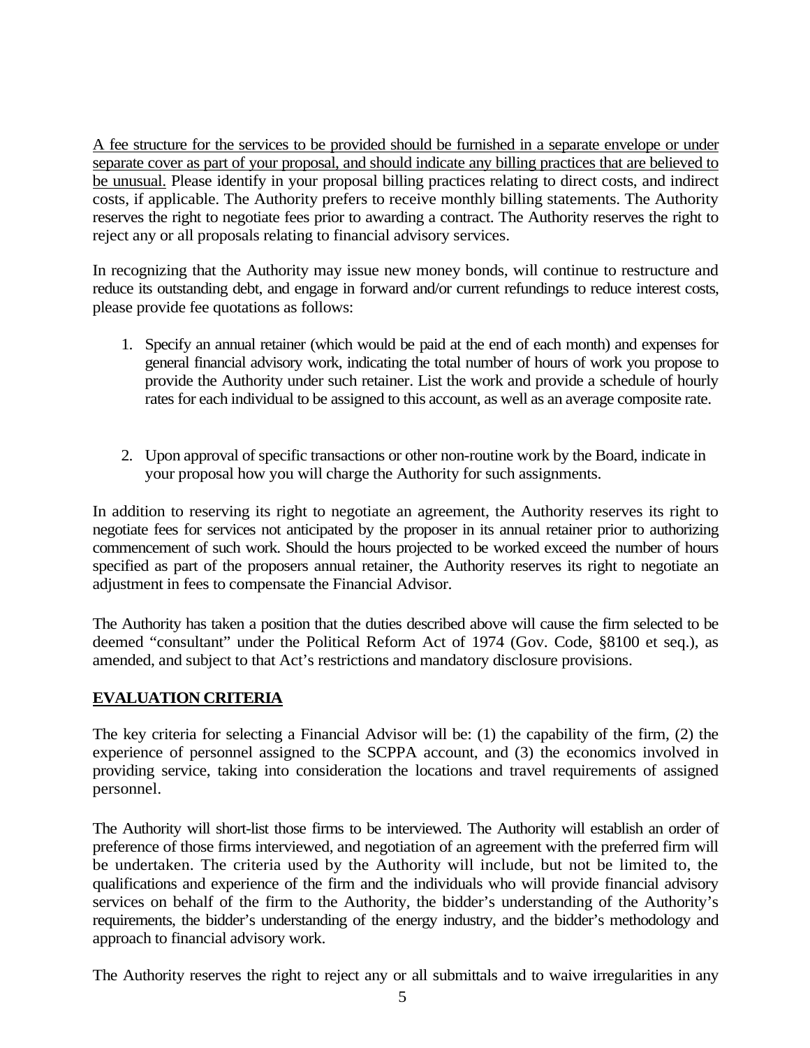<u>A fee structure for the services to be provided should be furnished in a separate envelope or under separate cover as part of your proposal, and should indicate any billing practices that are believed to be unusual.</u> Please identify in your proposal billing practices relating to direct costs, and indirect costs, if applicable. The Authority prefers to receive monthly billing statements. The Authority reserves the right to negotiate fees prior to awarding a contract. The Authority reserves the right to reject any or all proposals relating to financial advisory services.

In recognizing that the Authority may issue new money bonds, will continue to restructure and reduce its outstanding debt, and engage in forward and/or current refundings to reduce interest costs, please provide fee quotations as follows:

1. Specify an annual retainer (which would be paid at the end of each month) and expenses for general financial advisory work, indicating the total number of hours of work you propose to provide the Authority under such retainer. List the work and provide a schedule of hourly rates for each individual to be assigned to this account, as well as an average composite rate.

2. Upon approval of specific transactions or other non-routine work by the Board, indicate in your proposal how you will charge the Authority for such assignments.

In addition to reserving its right to negotiate an agreement, the Authority reserves its right to negotiate fees for services not anticipated by the proposer in its annual retainer prior to authorizing commencement of such work. Should the hours projected to be worked exceed the number of hours specified as part of the proposers annual retainer, the Authority reserves its right to negotiate an adjustment in fees to compensate the Financial Advisor.

The Authority has taken a position that the duties described above will cause the firm selected to be deemed "consultant" under the Political Reform Act of 1974 (Gov. Code, §8100 et seq.), as amended, and subject to that Act's restrictions and mandatory disclosure provisions.

## **<u>EVALUATION CRITERIA</u>**

The key criteria for selecting a Financial Advisor will be: (1) the capability of the firm, (2) the experience of personnel assigned to the SCPPA account, and (3) the economics involved in providing service, taking into consideration the locations and travel requirements of assigned personnel.

The Authority will short-list those firms to be interviewed. The Authority will establish an order of preference of those firms interviewed, and negotiation of an agreement with the preferred firm will be undertaken. The criteria used by the Authority will include, but not be limited to, the qualifications and experience of the firm and the individuals who will provide financial advisory services on behalf of the firm to the Authority, the bidder's understanding of the Authority's requirements, the bidder's understanding of the energy industry, and the bidder's methodology and approach to financial advisory work.

The Authority reserves the right to reject any or all submittals and to waive irregularities in any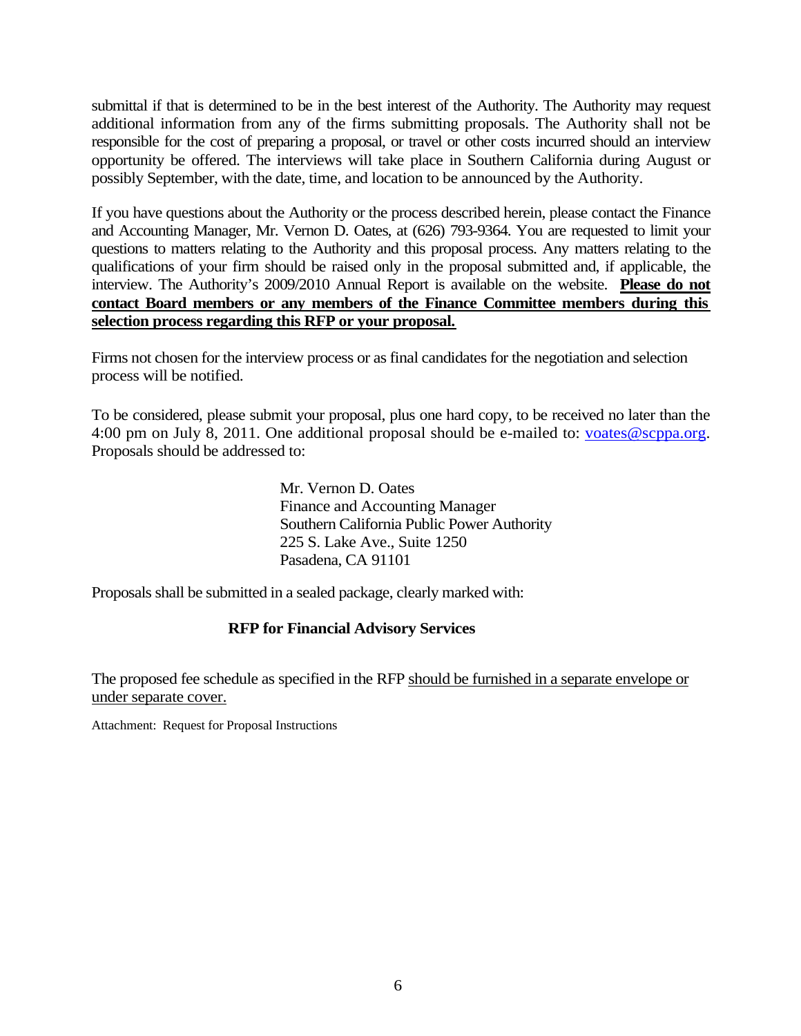submittal if that is determined to be in the best interest of the Authority. The Authority may request additional information from any of the firms submitting proposals. The Authority shall not be responsible for the cost of preparing a proposal, or travel or other costs incurred should an interview opportunity be offered. The interviews will take place in Southern California during August or possibly September, with the date, time, and location to be announced by the Authority.

If you have questions about the Authority or the process described herein, please contact the Finance and Accounting Manager, Mr. Vernon D. Oates, at (626) 793-9364. You are requested to limit your questions to matters relating to the Authority and this proposal process. Any matters relating to the qualifications of your firm should be raised only in the proposal submitted and, if applicable, the interview. The Authority's 2009/2010 Annual Report is available on the website. **Please do not contact Board members or any members of the Finance Committee members during this selection process regarding this RFP or your proposal.**

Firms not chosen for the interview process or as final candidates for the negotiation and selection process will be notified.

To be considered, please submit your proposal, plus one hard copy, to be received no later than the 4:00 pm on July 8, 2011. One additional proposal should be e-mailed to: voates@scppa.org. Proposals should be addressed to:

Mr. Vernon D. Oates
Finance and Accounting Manager
Southern California Public Power Authority
225 S. Lake Ave., Suite 1250
Pasadena, CA 91101

Proposals shall be submitted in a sealed package, clearly marked with:

**RFP for Financial Advisory Services**

The proposed fee schedule as specified in the RFP should be furnished in a separate envelope or under separate cover.

Attachment: Request for Proposal Instructions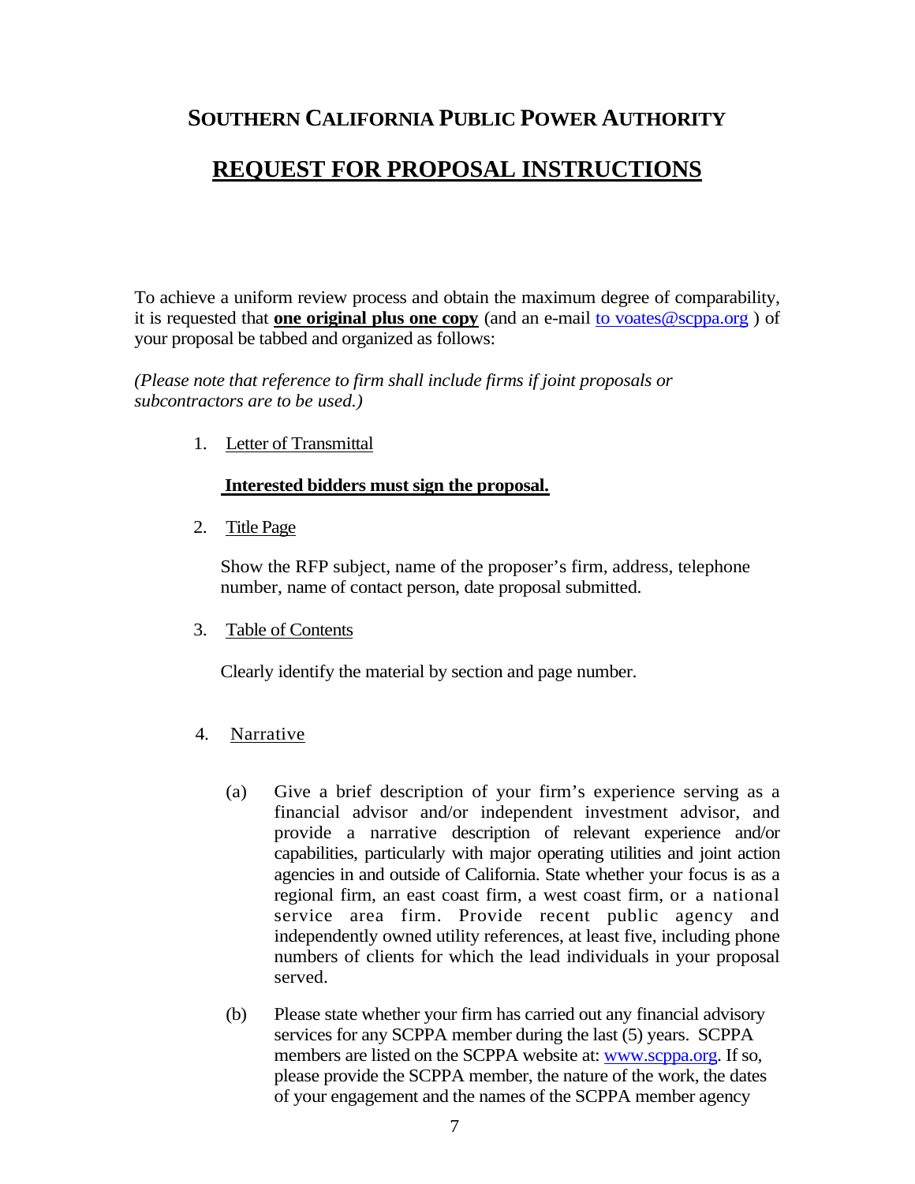## SOUTHERN CALIFORNIA PUBLIC POWER AUTHORITY

# REQUEST FOR PROPOSAL INSTRUCTIONS

To achieve a uniform review process and obtain the maximum degree of comparability, it is requested that **one original plus one copy** (and an e-mail to voates@scppa.org ) of your proposal be tabbed and organized as follows:

*(Please note that reference to firm shall include firms if joint proposals or subcontractors are to be used.)*

1. Letter of Transmittal

   **Interested bidders must sign the proposal.**

2. Title Page

   Show the RFP subject, name of the proposer's firm, address, telephone number, name of contact person, date proposal submitted.

3. Table of Contents

   Clearly identify the material by section and page number.

4. Narrative

   (a) Give a brief description of your firm's experience serving as a financial advisor and/or independent investment advisor, and provide a narrative description of relevant experience and/or capabilities, particularly with major operating utilities and joint action agencies in and outside of California. State whether your focus is as a regional firm, an east coast firm, a west coast firm, or a national service area firm. Provide recent public agency and independently owned utility references, at least five, including phone numbers of clients for which the lead individuals in your proposal served.

   (b) Please state whether your firm has carried out any financial advisory services for any SCPPA member during the last (5) years. SCPPA members are listed on the SCPPA website at: www.scppa.org. If so, please provide the SCPPA member, the nature of the work, the dates of your engagement and the names of the SCPPA member agency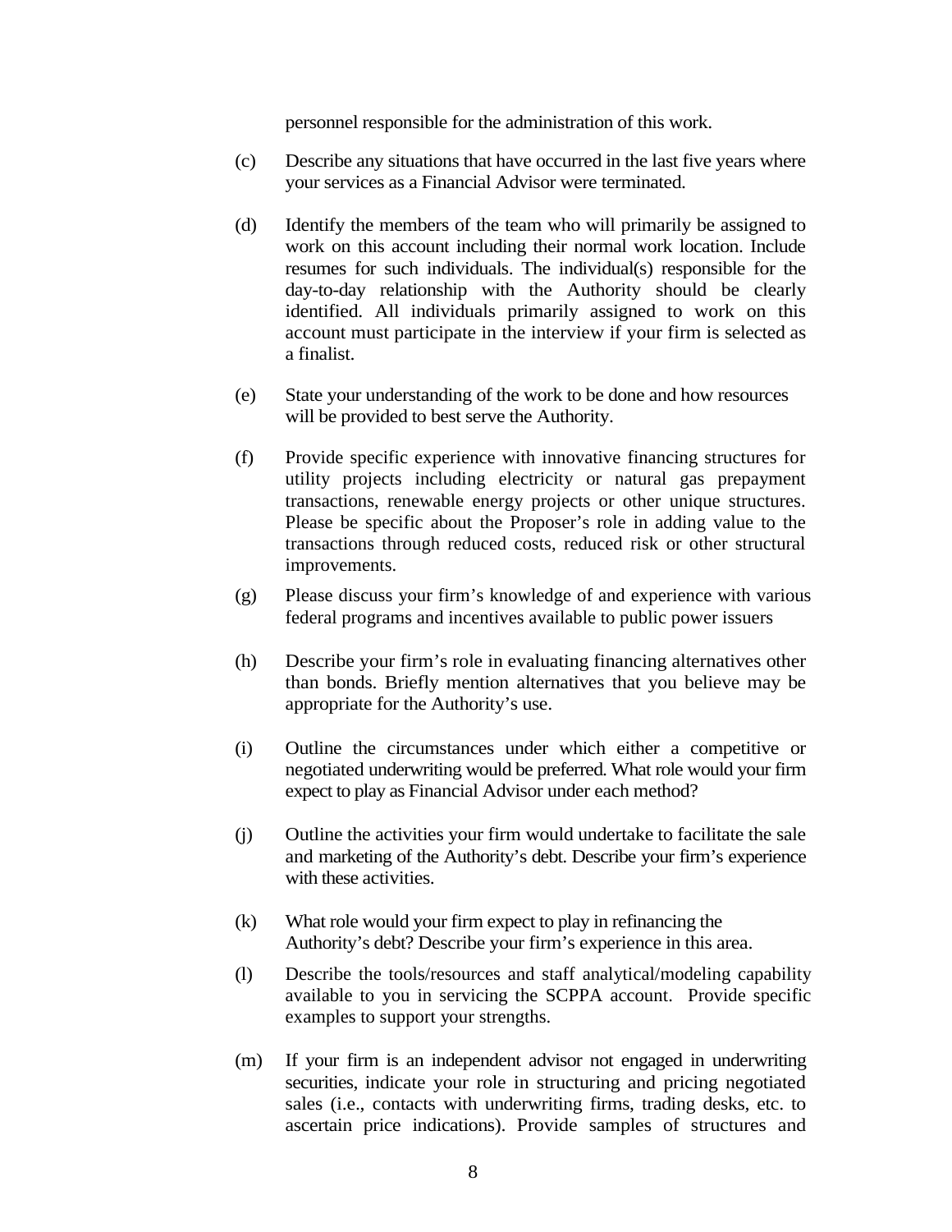personnel responsible for the administration of this work.

(c) Describe any situations that have occurred in the last five years where your services as a Financial Advisor were terminated.

(d) Identify the members of the team who will primarily be assigned to work on this account including their normal work location. Include resumes for such individuals. The individual(s) responsible for the day-to-day relationship with the Authority should be clearly identified. All individuals primarily assigned to work on this account must participate in the interview if your firm is selected as a finalist.

(e) State your understanding of the work to be done and how resources will be provided to best serve the Authority.

(f) Provide specific experience with innovative financing structures for utility projects including electricity or natural gas prepayment transactions, renewable energy projects or other unique structures. Please be specific about the Proposer's role in adding value to the transactions through reduced costs, reduced risk or other structural improvements.

(g) Please discuss your firm's knowledge of and experience with various federal programs and incentives available to public power issuers

(h) Describe your firm's role in evaluating financing alternatives other than bonds. Briefly mention alternatives that you believe may be appropriate for the Authority's use.

(i) Outline the circumstances under which either a competitive or negotiated underwriting would be preferred. What role would your firm expect to play as Financial Advisor under each method?

(j) Outline the activities your firm would undertake to facilitate the sale and marketing of the Authority's debt. Describe your firm's experience with these activities.

(k) What role would your firm expect to play in refinancing the Authority's debt? Describe your firm's experience in this area.

(l) Describe the tools/resources and staff analytical/modeling capability available to you in servicing the SCPPA account. Provide specific examples to support your strengths.

(m) If your firm is an independent advisor not engaged in underwriting securities, indicate your role in structuring and pricing negotiated sales (i.e., contacts with underwriting firms, trading desks, etc. to ascertain price indications). Provide samples of structures and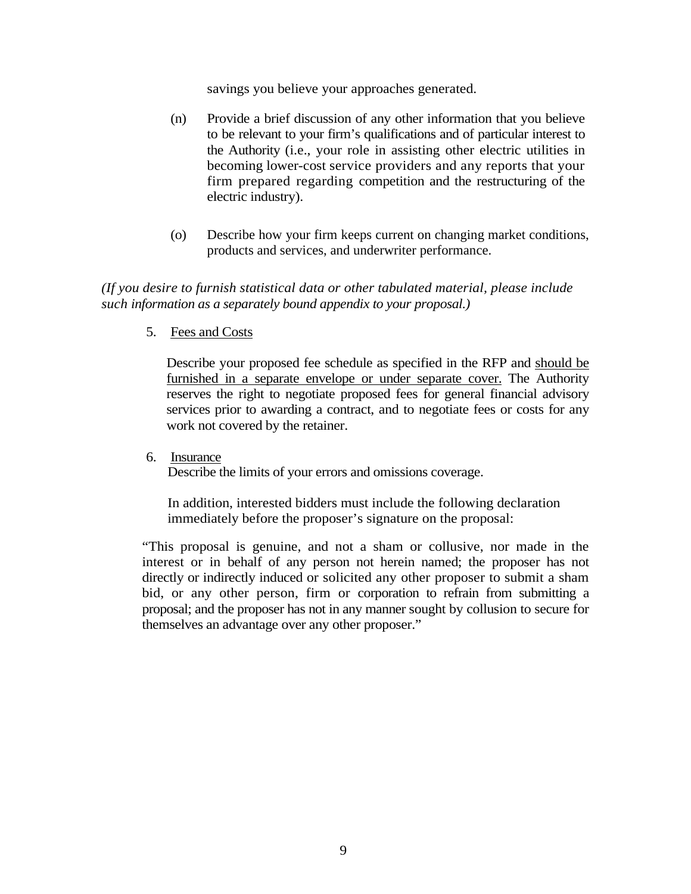savings you believe your approaches generated.

(n) Provide a brief discussion of any other information that you believe to be relevant to your firm's qualifications and of particular interest to the Authority (i.e., your role in assisting other electric utilities in becoming lower-cost service providers and any reports that your firm prepared regarding competition and the restructuring of the electric industry).

(o) Describe how your firm keeps current on changing market conditions, products and services, and underwriter performance.

*(If you desire to furnish statistical data or other tabulated material, please include such information as a separately bound appendix to your proposal.)*

5. Fees and Costs

Describe your proposed fee schedule as specified in the RFP and <u>should be furnished in a separate envelope or under separate cover.</u> The Authority reserves the right to negotiate proposed fees for general financial advisory services prior to awarding a contract, and to negotiate fees or costs for any work not covered by the retainer.

6. Insurance

Describe the limits of your errors and omissions coverage.

In addition, interested bidders must include the following declaration immediately before the proposer's signature on the proposal:

"This proposal is genuine, and not a sham or collusive, nor made in the interest or in behalf of any person not herein named; the proposer has not directly or indirectly induced or solicited any other proposer to submit a sham bid, or any other person, firm or corporation to refrain from submitting a proposal; and the proposer has not in any manner sought by collusion to secure for themselves an advantage over any other proposer."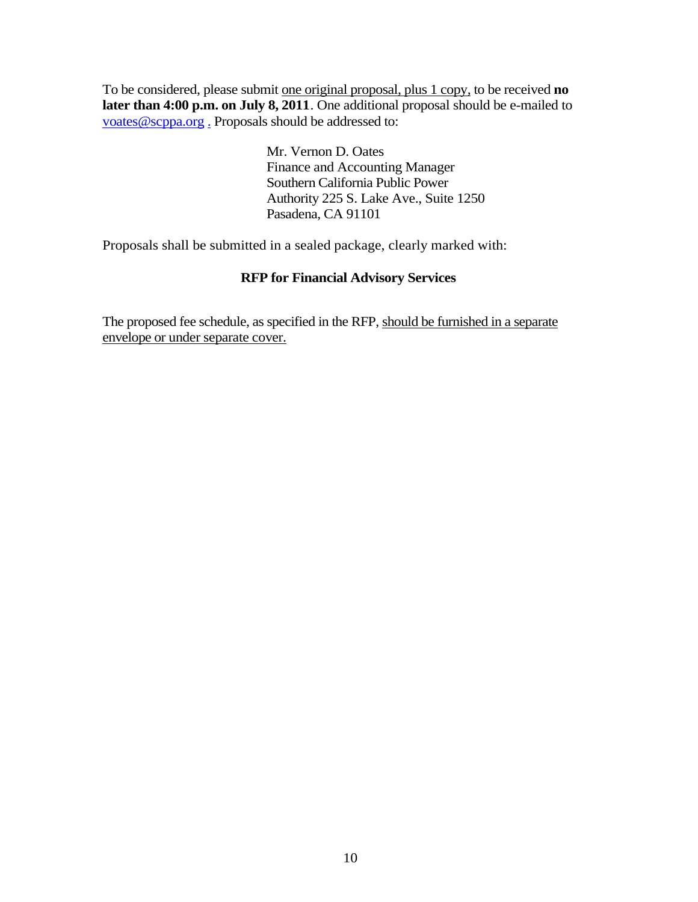To be considered, please submit one original proposal, plus 1 copy, to be received **no later than 4:00 p.m. on July 8, 2011**. One additional proposal should be e-mailed to voates@scppa.org . Proposals should be addressed to:

Mr. Vernon D. Oates  
Finance and Accounting Manager  
Southern California Public Power  
Authority 225 S. Lake Ave., Suite 1250  
Pasadena, CA 91101

Proposals shall be submitted in a sealed package, clearly marked with:

**RFP for Financial Advisory Services**

The proposed fee schedule, as specified in the RFP, should be furnished in a separate envelope or under separate cover.